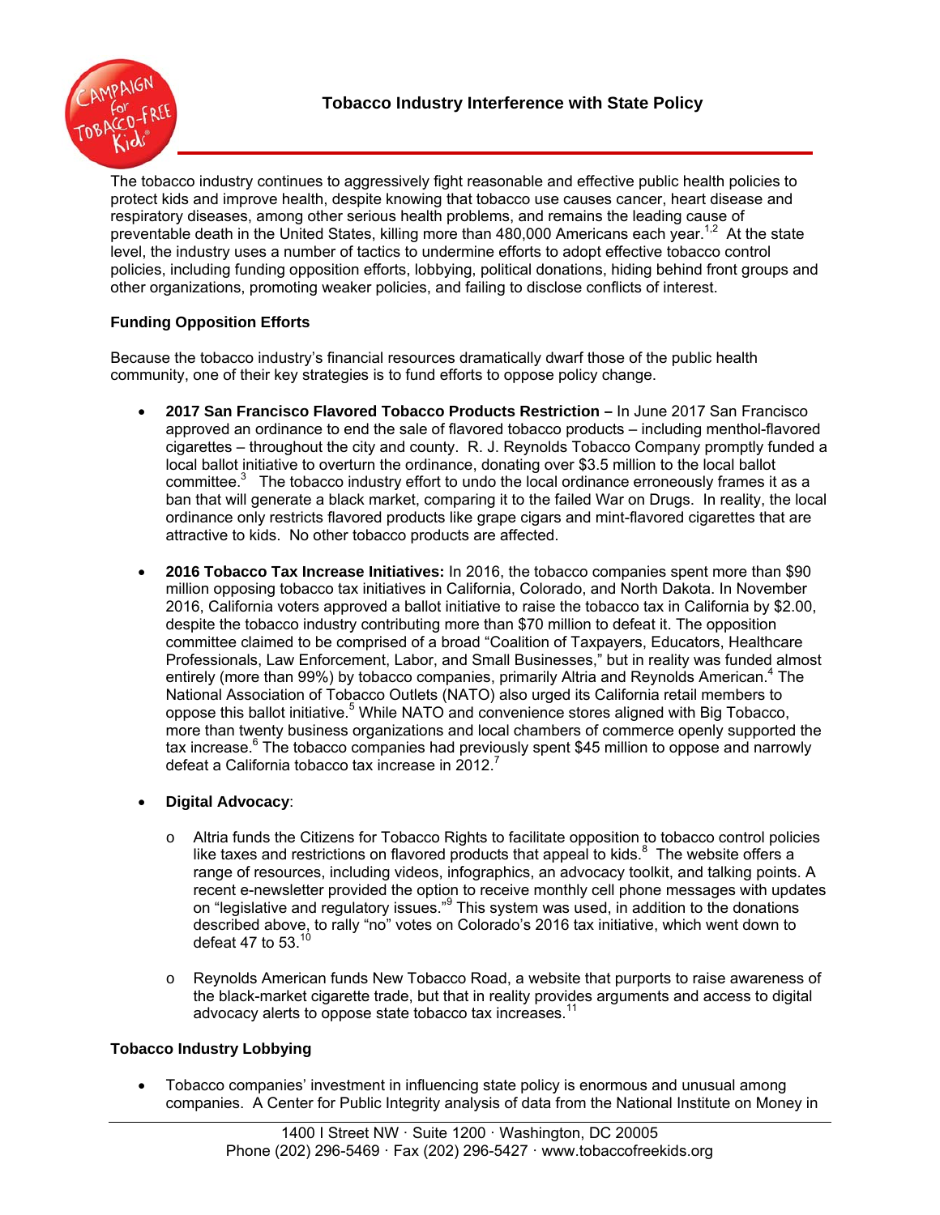# Tobacco Industry Interference with State Policy

The tobacco industry continues to aggressively fight reasonable and effective public health policies to protect kids and improve health, despite knowing that tobacco use causes cancer, heart disease and respiratory diseases, among other serious health problems, and remains the leading cause of preventable death in the United States, killing more than 480,000 Americans each year.[1,2] At the state level, the industry uses a number of tactics to undermine efforts to adopt effective tobacco control policies, including funding opposition efforts, lobbying, political donations, hiding behind front groups and other organizations, promoting weaker policies, and failing to disclose conflicts of interest.

### Funding Opposition Efforts

Because the tobacco industry's financial resources dramatically dwarf those of the public health community, one of their key strategies is to fund efforts to oppose policy change.

- **2017 San Francisco Flavored Tobacco Products Restriction –** In June 2017 San Francisco approved an ordinance to end the sale of flavored tobacco products – including menthol-flavored cigarettes – throughout the city and county. R. J. Reynolds Tobacco Company promptly funded a local ballot initiative to overturn the ordinance, donating over $3.5 million to the local ballot committee.[3] The tobacco industry effort to undo the local ordinance erroneously frames it as a ban that will generate a black market, comparing it to the failed War on Drugs. In reality, the local ordinance only restricts flavored products like grape cigars and mint-flavored cigarettes that are attractive to kids. No other tobacco products are affected.

- **2016 Tobacco Tax Increase Initiatives:** In 2016, the tobacco companies spent more than $90 million opposing tobacco tax initiatives in California, Colorado, and North Dakota. In November 2016, California voters approved a ballot initiative to raise the tobacco tax in California by $2.00, despite the tobacco industry contributing more than $70 million to defeat it. The opposition committee claimed to be comprised of a broad "Coalition of Taxpayers, Educators, Healthcare Professionals, Law Enforcement, Labor, and Small Businesses," but in reality was funded almost entirely (more than 99%) by tobacco companies, primarily Altria and Reynolds American.[4] The National Association of Tobacco Outlets (NATO) also urged its California retail members to oppose this ballot initiative.[5] While NATO and convenience stores aligned with Big Tobacco, more than twenty business organizations and local chambers of commerce openly supported the tax increase.[6] The tobacco companies had previously spent $45 million to oppose and narrowly defeat a California tobacco tax increase in 2012.[7]

- **Digital Advocacy**:
  - Altria funds the Citizens for Tobacco Rights to facilitate opposition to tobacco control policies like taxes and restrictions on flavored products that appeal to kids.[8] The website offers a range of resources, including videos, infographics, an advocacy toolkit, and talking points. A recent e-newsletter provided the option to receive monthly cell phone messages with updates on "legislative and regulatory issues."[9] This system was used, in addition to the donations described above, to rally "no" votes on Colorado's 2016 tax initiative, which went down to defeat 47 to 53.[10]
  - Reynolds American funds New Tobacco Road, a website that purports to raise awareness of the black-market cigarette trade, but that in reality provides arguments and access to digital advocacy alerts to oppose state tobacco tax increases.[11]

### Tobacco Industry Lobbying

- Tobacco companies' investment in influencing state policy is enormous and unusual among companies. A Center for Public Integrity analysis of data from the National Institute on Money in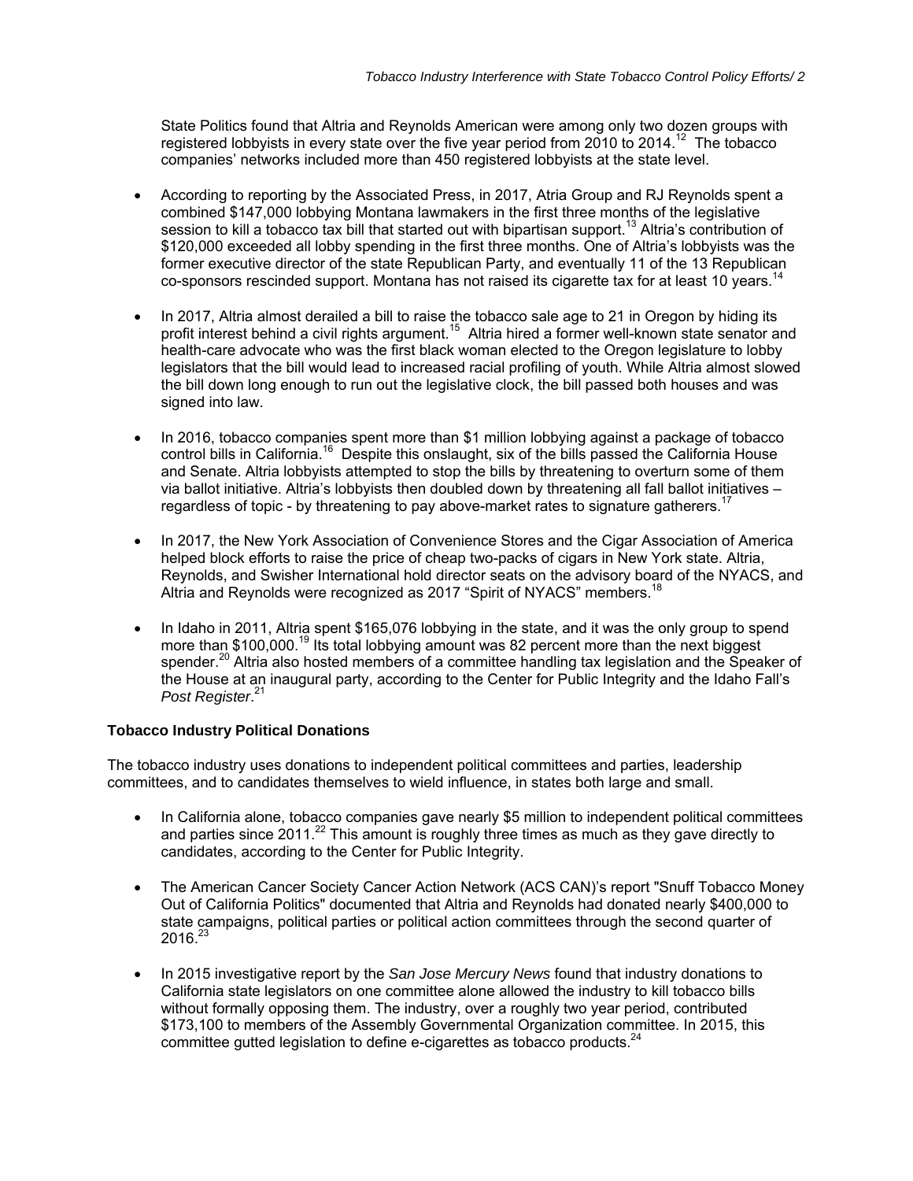State Politics found that Altria and Reynolds American were among only two dozen groups with registered lobbyists in every state over the five year period from 2010 to 2014.[12] The tobacco companies' networks included more than 450 registered lobbyists at the state level.

- According to reporting by the Associated Press, in 2017, Atria Group and RJ Reynolds spent a combined $147,000 lobbying Montana lawmakers in the first three months of the legislative session to kill a tobacco tax bill that started out with bipartisan support.[13] Altria's contribution of $120,000 exceeded all lobby spending in the first three months. One of Altria's lobbyists was the former executive director of the state Republican Party, and eventually 11 of the 13 Republican co-sponsors rescinded support. Montana has not raised its cigarette tax for at least 10 years.[14]

- In 2017, Altria almost derailed a bill to raise the tobacco sale age to 21 in Oregon by hiding its profit interest behind a civil rights argument.[15] Altria hired a former well-known state senator and health-care advocate who was the first black woman elected to the Oregon legislature to lobby legislators that the bill would lead to increased racial profiling of youth. While Altria almost slowed the bill down long enough to run out the legislative clock, the bill passed both houses and was signed into law.

- In 2016, tobacco companies spent more than $1 million lobbying against a package of tobacco control bills in California.[16] Despite this onslaught, six of the bills passed the California House and Senate. Altria lobbyists attempted to stop the bills by threatening to overturn some of them via ballot initiative. Altria's lobbyists then doubled down by threatening all fall ballot initiatives – regardless of topic - by threatening to pay above-market rates to signature gatherers.[17]

- In 2017, the New York Association of Convenience Stores and the Cigar Association of America helped block efforts to raise the price of cheap two-packs of cigars in New York state. Altria, Reynolds, and Swisher International hold director seats on the advisory board of the NYACS, and Altria and Reynolds were recognized as 2017 "Spirit of NYACS" members.[18]

- In Idaho in 2011, Altria spent $165,076 lobbying in the state, and it was the only group to spend more than $100,000.[19] Its total lobbying amount was 82 percent more than the next biggest spender.[20] Altria also hosted members of a committee handling tax legislation and the Speaker of the House at an inaugural party, according to the Center for Public Integrity and the Idaho Fall's *Post Register*.[21]

**Tobacco Industry Political Donations**

The tobacco industry uses donations to independent political committees and parties, leadership committees, and to candidates themselves to wield influence, in states both large and small.

- In California alone, tobacco companies gave nearly $5 million to independent political committees and parties since 2011.[22] This amount is roughly three times as much as they gave directly to candidates, according to the Center for Public Integrity.

- The American Cancer Society Cancer Action Network (ACS CAN)'s report "Snuff Tobacco Money Out of California Politics" documented that Altria and Reynolds had donated nearly $400,000 to state campaigns, political parties or political action committees through the second quarter of 2016.[23]

- In 2015 investigative report by the *San Jose Mercury News* found that industry donations to California state legislators on one committee alone allowed the industry to kill tobacco bills without formally opposing them. The industry, over a roughly two year period, contributed $173,100 to members of the Assembly Governmental Organization committee. In 2015, this committee gutted legislation to define e-cigarettes as tobacco products.[24]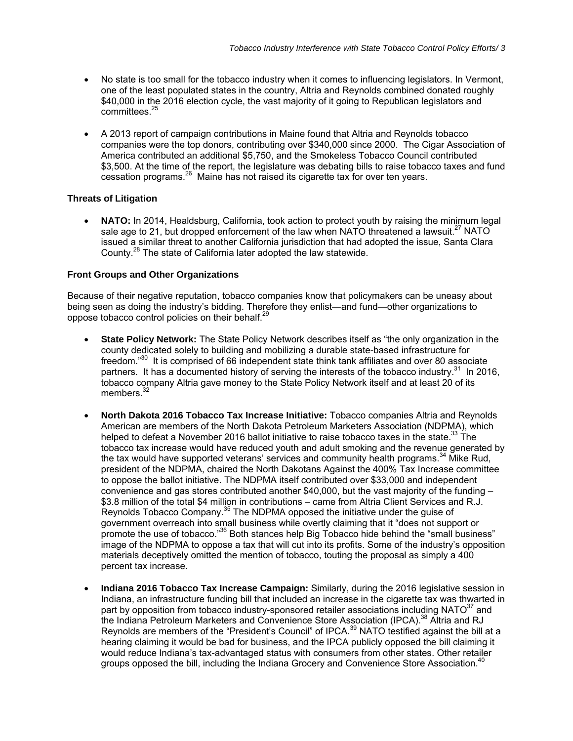- No state is too small for the tobacco industry when it comes to influencing legislators. In Vermont, one of the least populated states in the country, Altria and Reynolds combined donated roughly $40,000 in the 2016 election cycle, the vast majority of it going to Republican legislators and committees.[25]

- A 2013 report of campaign contributions in Maine found that Altria and Reynolds tobacco companies were the top donors, contributing over $340,000 since 2000. The Cigar Association of America contributed an additional $5,750, and the Smokeless Tobacco Council contributed $3,500. At the time of the report, the legislature was debating bills to raise tobacco taxes and fund cessation programs.[26] Maine has not raised its cigarette tax for over ten years.

### Threats of Litigation

- **NATO:** In 2014, Healdsburg, California, took action to protect youth by raising the minimum legal sale age to 21, but dropped enforcement of the law when NATO threatened a lawsuit.[27] NATO issued a similar threat to another California jurisdiction that had adopted the issue, Santa Clara County.[28] The state of California later adopted the law statewide.

### Front Groups and Other Organizations

Because of their negative reputation, tobacco companies know that policymakers can be uneasy about being seen as doing the industry's bidding. Therefore they enlist—and fund—other organizations to oppose tobacco control policies on their behalf.[29]

- **State Policy Network:** The State Policy Network describes itself as "the only organization in the county dedicated solely to building and mobilizing a durable state-based infrastructure for freedom."[30] It is comprised of 66 independent state think tank affiliates and over 80 associate partners. It has a documented history of serving the interests of the tobacco industry.[31] In 2016, tobacco company Altria gave money to the State Policy Network itself and at least 20 of its members.[32]

- **North Dakota 2016 Tobacco Tax Increase Initiative:** Tobacco companies Altria and Reynolds American are members of the North Dakota Petroleum Marketers Association (NDPMA), which helped to defeat a November 2016 ballot initiative to raise tobacco taxes in the state.[33] The tobacco tax increase would have reduced youth and adult smoking and the revenue generated by the tax would have supported veterans' services and community health programs.[34] Mike Rud, president of the NDPMA, chaired the North Dakotans Against the 400% Tax Increase committee to oppose the ballot initiative. The NDPMA itself contributed over $33,000 and independent convenience and gas stores contributed another $40,000, but the vast majority of the funding – $3.8 million of the total $4 million in contributions – came from Altria Client Services and R.J. Reynolds Tobacco Company.[35] The NDPMA opposed the initiative under the guise of government overreach into small business while overtly claiming that it "does not support or promote the use of tobacco."[36] Both stances help Big Tobacco hide behind the "small business" image of the NDPMA to oppose a tax that will cut into its profits. Some of the industry's opposition materials deceptively omitted the mention of tobacco, touting the proposal as simply a 400 percent tax increase.

- **Indiana 2016 Tobacco Tax Increase Campaign:** Similarly, during the 2016 legislative session in Indiana, an infrastructure funding bill that included an increase in the cigarette tax was thwarted in part by opposition from tobacco industry-sponsored retailer associations including NATO[37] and the Indiana Petroleum Marketers and Convenience Store Association (IPCA).[38] Altria and RJ Reynolds are members of the "President's Council" of IPCA.[39] NATO testified against the bill at a hearing claiming it would be bad for business, and the IPCA publicly opposed the bill claiming it would reduce Indiana's tax-advantaged status with consumers from other states. Other retailer groups opposed the bill, including the Indiana Grocery and Convenience Store Association.[40]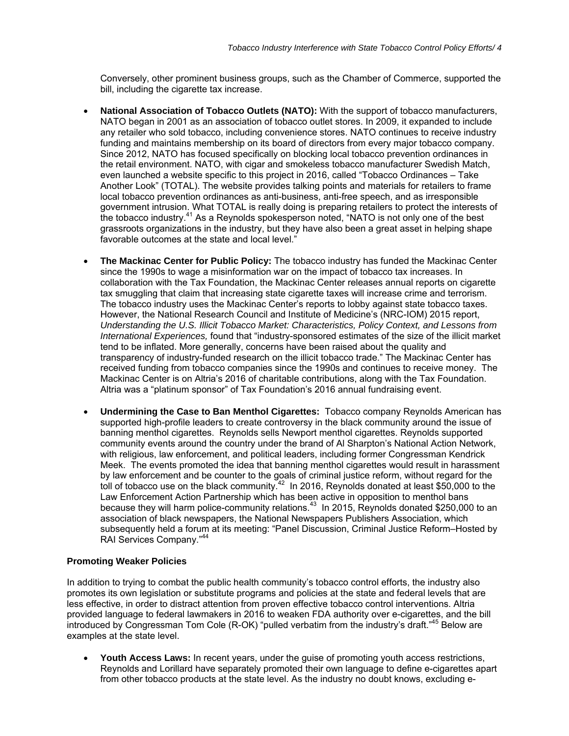Conversely, other prominent business groups, such as the Chamber of Commerce, supported the bill, including the cigarette tax increase.

- **National Association of Tobacco Outlets (NATO):** With the support of tobacco manufacturers, NATO began in 2001 as an association of tobacco outlet stores. In 2009, it expanded to include any retailer who sold tobacco, including convenience stores. NATO continues to receive industry funding and maintains membership on its board of directors from every major tobacco company. Since 2012, NATO has focused specifically on blocking local tobacco prevention ordinances in the retail environment. NATO, with cigar and smokeless tobacco manufacturer Swedish Match, even launched a website specific to this project in 2016, called "Tobacco Ordinances – Take Another Look" (TOTAL). The website provides talking points and materials for retailers to frame local tobacco prevention ordinances as anti-business, anti-free speech, and as irresponsible government intrusion. What TOTAL is really doing is preparing retailers to protect the interests of the tobacco industry.[41] As a Reynolds spokesperson noted, "NATO is not only one of the best grassroots organizations in the industry, but they have also been a great asset in helping shape favorable outcomes at the state and local level."

- **The Mackinac Center for Public Policy:** The tobacco industry has funded the Mackinac Center since the 1990s to wage a misinformation war on the impact of tobacco tax increases. In collaboration with the Tax Foundation, the Mackinac Center releases annual reports on cigarette tax smuggling that claim that increasing state cigarette taxes will increase crime and terrorism. The tobacco industry uses the Mackinac Center's reports to lobby against state tobacco taxes. However, the National Research Council and Institute of Medicine's (NRC-IOM) 2015 report, *Understanding the U.S. Illicit Tobacco Market: Characteristics, Policy Context, and Lessons from International Experiences,* found that "industry-sponsored estimates of the size of the illicit market tend to be inflated. More generally, concerns have been raised about the quality and transparency of industry-funded research on the illicit tobacco trade." The Mackinac Center has received funding from tobacco companies since the 1990s and continues to receive money. The Mackinac Center is on Altria's 2016 of charitable contributions, along with the Tax Foundation. Altria was a "platinum sponsor" of Tax Foundation's 2016 annual fundraising event.

- **Undermining the Case to Ban Menthol Cigarettes:** Tobacco company Reynolds American has supported high-profile leaders to create controversy in the black community around the issue of banning menthol cigarettes. Reynolds sells Newport menthol cigarettes. Reynolds supported community events around the country under the brand of Al Sharpton's National Action Network, with religious, law enforcement, and political leaders, including former Congressman Kendrick Meek. The events promoted the idea that banning menthol cigarettes would result in harassment by law enforcement and be counter to the goals of criminal justice reform, without regard for the toll of tobacco use on the black community.[42] In 2016, Reynolds donated at least $50,000 to the Law Enforcement Action Partnership which has been active in opposition to menthol bans because they will harm police-community relations.[43] In 2015, Reynolds donated $250,000 to an association of black newspapers, the National Newspapers Publishers Association, which subsequently held a forum at its meeting: "Panel Discussion, Criminal Justice Reform–Hosted by RAI Services Company."[44]

**Promoting Weaker Policies**

In addition to trying to combat the public health community's tobacco control efforts, the industry also promotes its own legislation or substitute programs and policies at the state and federal levels that are less effective, in order to distract attention from proven effective tobacco control interventions. Altria provided language to federal lawmakers in 2016 to weaken FDA authority over e-cigarettes, and the bill introduced by Congressman Tom Cole (R-OK) "pulled verbatim from the industry's draft."[45] Below are examples at the state level.

- **Youth Access Laws:** In recent years, under the guise of promoting youth access restrictions, Reynolds and Lorillard have separately promoted their own language to define e-cigarettes apart from other tobacco products at the state level. As the industry no doubt knows, excluding e-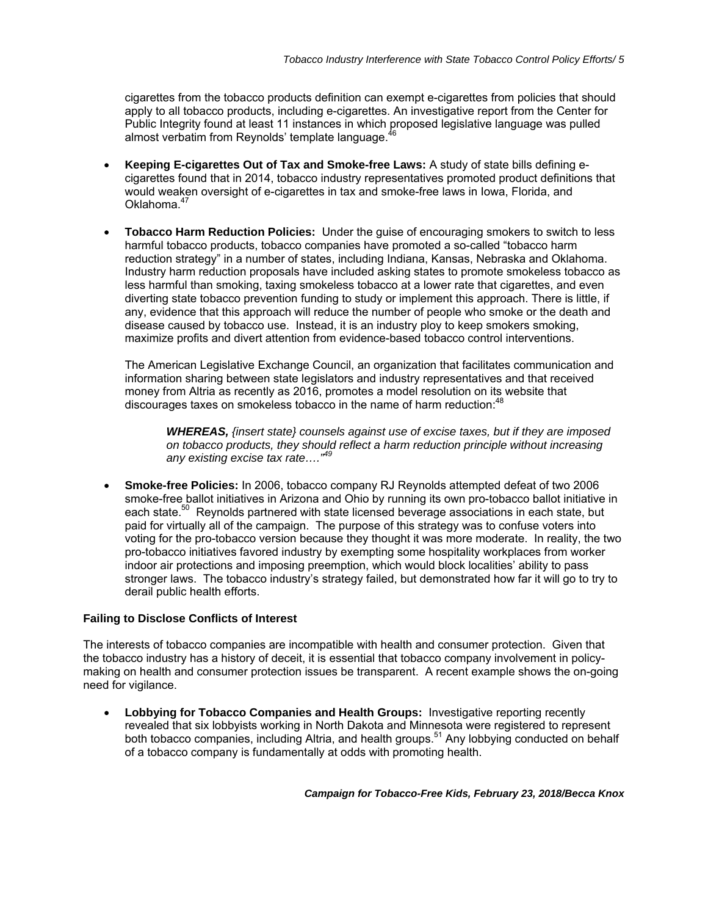cigarettes from the tobacco products definition can exempt e-cigarettes from policies that should apply to all tobacco products, including e-cigarettes. An investigative report from the Center for Public Integrity found at least 11 instances in which proposed legislative language was pulled almost verbatim from Reynolds' template language.[46]

- **Keeping E-cigarettes Out of Tax and Smoke-free Laws:** A study of state bills defining e-cigarettes found that in 2014, tobacco industry representatives promoted product definitions that would weaken oversight of e-cigarettes in tax and smoke-free laws in Iowa, Florida, and Oklahoma.[47]

- **Tobacco Harm Reduction Policies:** Under the guise of encouraging smokers to switch to less harmful tobacco products, tobacco companies have promoted a so-called "tobacco harm reduction strategy" in a number of states, including Indiana, Kansas, Nebraska and Oklahoma. Industry harm reduction proposals have included asking states to promote smokeless tobacco as less harmful than smoking, taxing smokeless tobacco at a lower rate that cigarettes, and even diverting state tobacco prevention funding to study or implement this approach. There is little, if any, evidence that this approach will reduce the number of people who smoke or the death and disease caused by tobacco use. Instead, it is an industry ploy to keep smokers smoking, maximize profits and divert attention from evidence-based tobacco control interventions.

  The American Legislative Exchange Council, an organization that facilitates communication and information sharing between state legislators and industry representatives and that received money from Altria as recently as 2016, promotes a model resolution on its website that discourages taxes on smokeless tobacco in the name of harm reduction:[48]

  > ***WHEREAS,*** *{insert state} counsels against use of excise taxes, but if they are imposed on tobacco products, they should reflect a harm reduction principle without increasing any existing excise tax rate…."*[49]

- **Smoke-free Policies:** In 2006, tobacco company RJ Reynolds attempted defeat of two 2006 smoke-free ballot initiatives in Arizona and Ohio by running its own pro-tobacco ballot initiative in each state.[50] Reynolds partnered with state licensed beverage associations in each state, but paid for virtually all of the campaign. The purpose of this strategy was to confuse voters into voting for the pro-tobacco version because they thought it was more moderate. In reality, the two pro-tobacco initiatives favored industry by exempting some hospitality workplaces from worker indoor air protections and imposing preemption, which would block localities' ability to pass stronger laws. The tobacco industry's strategy failed, but demonstrated how far it will go to try to derail public health efforts.

### Failing to Disclose Conflicts of Interest

The interests of tobacco companies are incompatible with health and consumer protection. Given that the tobacco industry has a history of deceit, it is essential that tobacco company involvement in policy-making on health and consumer protection issues be transparent. A recent example shows the on-going need for vigilance.

- **Lobbying for Tobacco Companies and Health Groups:** Investigative reporting recently revealed that six lobbyists working in North Dakota and Minnesota were registered to represent both tobacco companies, including Altria, and health groups.[51] Any lobbying conducted on behalf of a tobacco company is fundamentally at odds with promoting health.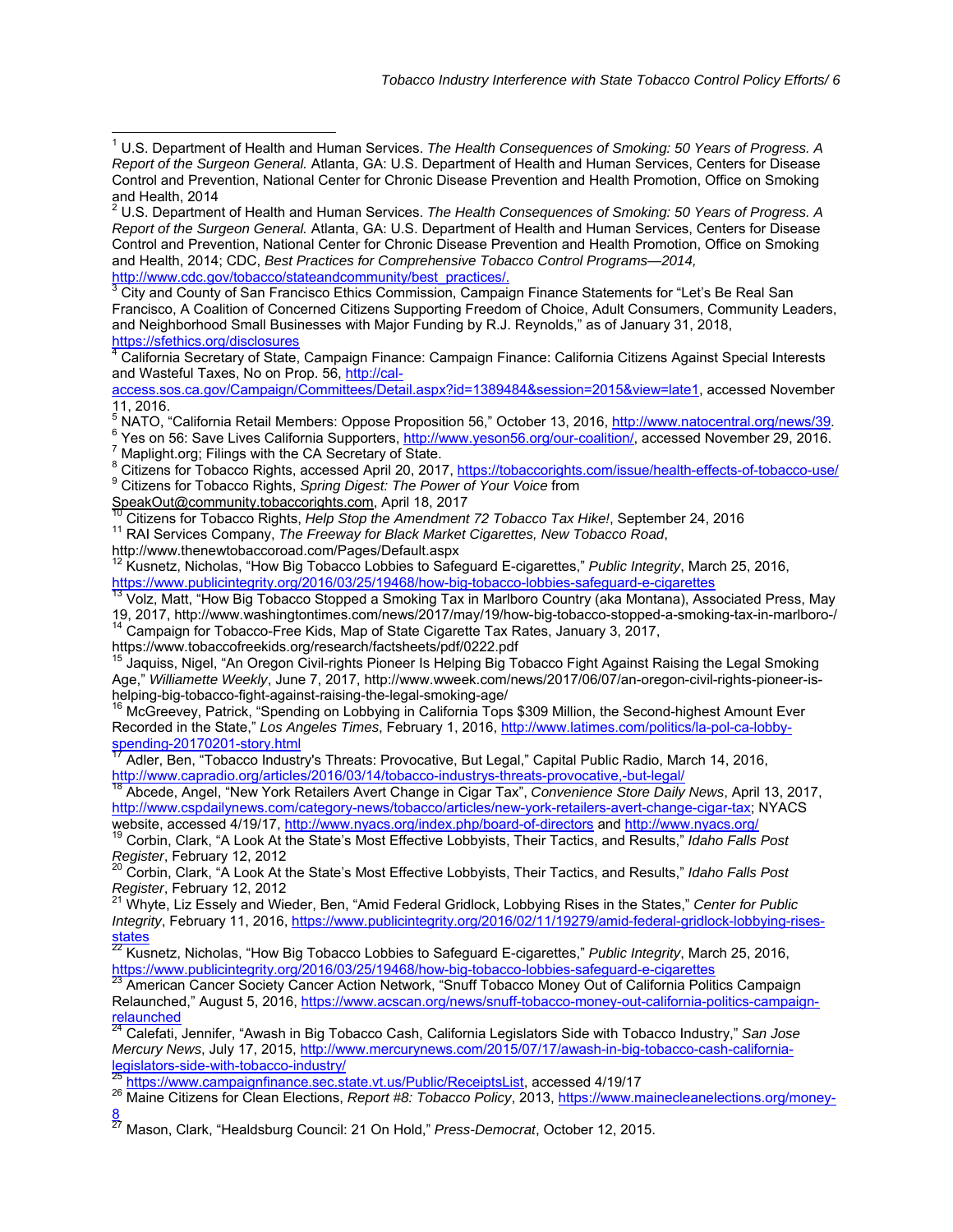[1] U.S. Department of Health and Human Services. *The Health Consequences of Smoking: 50 Years of Progress. A Report of the Surgeon General.* Atlanta, GA: U.S. Department of Health and Human Services, Centers for Disease Control and Prevention, National Center for Chronic Disease Prevention and Health Promotion, Office on Smoking and Health, 2014

[2] U.S. Department of Health and Human Services. *The Health Consequences of Smoking: 50 Years of Progress. A Report of the Surgeon General.* Atlanta, GA: U.S. Department of Health and Human Services, Centers for Disease Control and Prevention, National Center for Chronic Disease Prevention and Health Promotion, Office on Smoking and Health, 2014; CDC, *Best Practices for Comprehensive Tobacco Control Programs—2014,* http://www.cdc.gov/tobacco/stateandcommunity/best_practices/.

[3] City and County of San Francisco Ethics Commission, Campaign Finance Statements for "Let's Be Real San Francisco, A Coalition of Concerned Citizens Supporting Freedom of Choice, Adult Consumers, Community Leaders, and Neighborhood Small Businesses with Major Funding by R.J. Reynolds," as of January 31, 2018, https://sfethics.org/disclosures

[4] California Secretary of State, Campaign Finance: Campaign Finance: California Citizens Against Special Interests and Wasteful Taxes, No on Prop. 56, http://cal-access.sos.ca.gov/Campaign/Committees/Detail.aspx?id=1389484&session=2015&view=late1, accessed November 11, 2016.

[5] NATO, "California Retail Members: Oppose Proposition 56," October 13, 2016, http://www.natocentral.org/news/39.

[6] Yes on 56: Save Lives California Supporters, http://www.yeson56.org/our-coalition/, accessed November 29, 2016.

[7] Maplight.org; Filings with the CA Secretary of State.

[8] Citizens for Tobacco Rights, accessed April 20, 2017, https://tobaccorights.com/issue/health-effects-of-tobacco-use/

[9] Citizens for Tobacco Rights, *Spring Digest: The Power of Your Voice* from SpeakOut@community.tobaccorights.com, April 18, 2017

[10] Citizens for Tobacco Rights, *Help Stop the Amendment 72 Tobacco Tax Hike!*, September 24, 2016

[11] RAI Services Company, *The Freeway for Black Market Cigarettes, New Tobacco Road*, http://www.thenewtobaccoroad.com/Pages/Default.aspx

[12] Kusnetz, Nicholas, "How Big Tobacco Lobbies to Safeguard E-cigarettes," *Public Integrity*, March 25, 2016, https://www.publicintegrity.org/2016/03/25/19468/how-big-tobacco-lobbies-safeguard-e-cigarettes

[13] Volz, Matt, "How Big Tobacco Stopped a Smoking Tax in Marlboro Country (aka Montana), Associated Press, May 19, 2017, http://www.washingtontimes.com/news/2017/may/19/how-big-tobacco-stopped-a-smoking-tax-in-marlboro-/

[14] Campaign for Tobacco-Free Kids, Map of State Cigarette Tax Rates, January 3, 2017, https://www.tobaccofreekids.org/research/factsheets/pdf/0222.pdf

[15] Jaquiss, Nigel, "An Oregon Civil-rights Pioneer Is Helping Big Tobacco Fight Against Raising the Legal Smoking Age," *Williamette Weekly*, June 7, 2017, http://www.wweek.com/news/2017/06/07/an-oregon-civil-rights-pioneer-is-helping-big-tobacco-fight-against-raising-the-legal-smoking-age/

[16] McGreevey, Patrick, "Spending on Lobbying in California Tops $309 Million, the Second-highest Amount Ever Recorded in the State," *Los Angeles Times*, February 1, 2016, http://www.latimes.com/politics/la-pol-ca-lobby-spending-20170201-story.html

[17] Adler, Ben, "Tobacco Industry's Threats: Provocative, But Legal," Capital Public Radio, March 14, 2016, http://www.capradio.org/articles/2016/03/14/tobacco-industrys-threats-provocative,-but-legal/

[18] Abcede, Angel, "New York Retailers Avert Change in Cigar Tax", *Convenience Store Daily News*, April 13, 2017, http://www.cspdailynews.com/category-news/tobacco/articles/new-york-retailers-avert-change-cigar-tax; NYACS website, accessed 4/19/17, http://www.nyacs.org/index.php/board-of-directors and http://www.nyacs.org/

[19] Corbin, Clark, "A Look At the State's Most Effective Lobbyists, Their Tactics, and Results," *Idaho Falls Post Register*, February 12, 2012

[20] Corbin, Clark, "A Look At the State's Most Effective Lobbyists, Their Tactics, and Results," *Idaho Falls Post Register*, February 12, 2012

[21] Whyte, Liz Essely and Wieder, Ben, "Amid Federal Gridlock, Lobbying Rises in the States," *Center for Public Integrity*, February 11, 2016, https://www.publicintegrity.org/2016/02/11/19279/amid-federal-gridlock-lobbying-rises-states

[22] Kusnetz, Nicholas, "How Big Tobacco Lobbies to Safeguard E-cigarettes," *Public Integrity*, March 25, 2016, https://www.publicintegrity.org/2016/03/25/19468/how-big-tobacco-lobbies-safeguard-e-cigarettes

[23] American Cancer Society Cancer Action Network, "Snuff Tobacco Money Out of California Politics Campaign Relaunched," August 5, 2016, https://www.acscan.org/news/snuff-tobacco-money-out-california-politics-campaign-relaunched

[24] Calefati, Jennifer, "Awash in Big Tobacco Cash, California Legislators Side with Tobacco Industry," *San Jose Mercury News*, July 17, 2015, http://www.mercurynews.com/2015/07/17/awash-in-big-tobacco-cash-california-legislators-side-with-tobacco-industry/

[25] https://www.campaignfinance.sec.state.vt.us/Public/ReceiptsList, accessed 4/19/17

[26] Maine Citizens for Clean Elections, *Report #8: Tobacco Policy*, 2013, https://www.mainecleanelections.org/money-8

[27] Mason, Clark, "Healdsburg Council: 21 On Hold," *Press-Democrat*, October 12, 2015.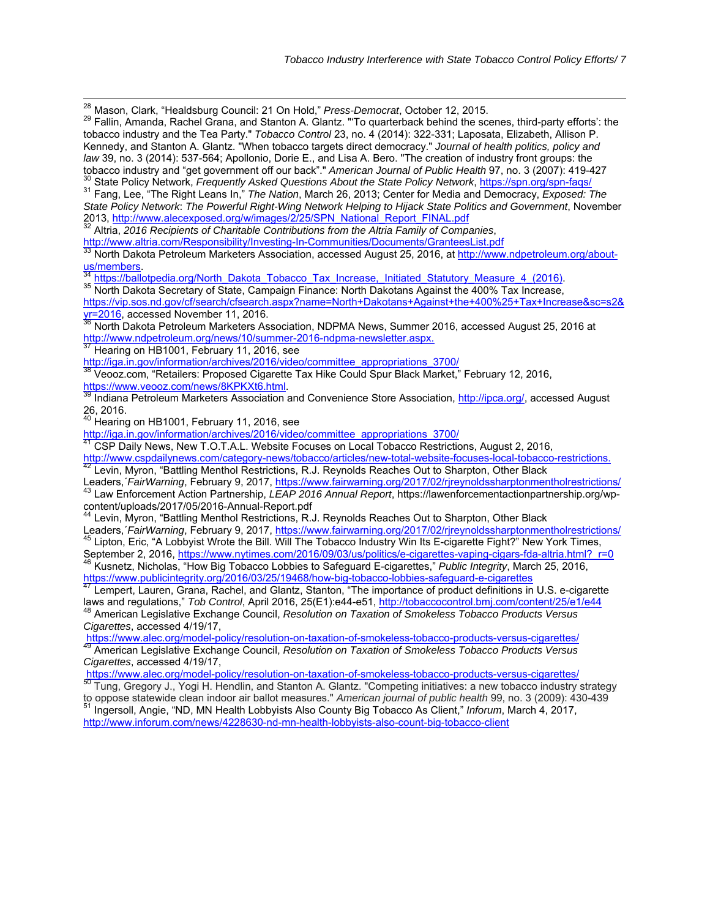[28] Mason, Clark, "Healdsburg Council: 21 On Hold," *Press-Democrat*, October 12, 2015.

[29] Fallin, Amanda, Rachel Grana, and Stanton A. Glantz. "'To quarterback behind the scenes, third-party efforts': the tobacco industry and the Tea Party." *Tobacco Control* 23, no. 4 (2014): 322-331; Laposata, Elizabeth, Allison P. Kennedy, and Stanton A. Glantz. "When tobacco targets direct democracy." *Journal of health politics, policy and law* 39, no. 3 (2014): 537-564; Apollonio, Dorie E., and Lisa A. Bero. "The creation of industry front groups: the tobacco industry and "get government off our back"." *American Journal of Public Health* 97, no. 3 (2007): 419-427

[30] State Policy Network, *Frequently Asked Questions About the State Policy Network*, https://spn.org/spn-faqs/

[31] Fang, Lee, "The Right Leans In," *The Nation*, March 26, 2013; Center for Media and Democracy, *Exposed: The State Policy Network*: *The Powerful Right-Wing Network Helping to Hijack State Politics and Government*, November 2013, http://www.alecexposed.org/w/images/2/25/SPN_National_Report_FINAL.pdf

[32] Altria, *2016 Recipients of Charitable Contributions from the Altria Family of Companies*, http://www.altria.com/Responsibility/Investing-In-Communities/Documents/GranteesList.pdf

[33] North Dakota Petroleum Marketers Association, accessed August 25, 2016, at http://www.ndpetroleum.org/about-us/members.

[34] https://ballotpedia.org/North_Dakota_Tobacco_Tax_Increase,_Initiated_Statutory_Measure_4_(2016).

[35] North Dakota Secretary of State, Campaign Finance: North Dakotans Against the 400% Tax Increase, https://vip.sos.nd.gov/cf/search/cfsearch.aspx?name=North+Dakotans+Against+the+400%25+Tax+Increase&sc=s2&yr=2016, accessed November 11, 2016.

[36] North Dakota Petroleum Marketers Association, NDPMA News, Summer 2016, accessed August 25, 2016 at http://www.ndpetroleum.org/news/10/summer-2016-ndpma-newsletter.aspx.

[37] Hearing on HB1001, February 11, 2016, see http://iga.in.gov/information/archives/2016/video/committee_appropriations_3700/

[38] Veooz.com, "Retailers: Proposed Cigarette Tax Hike Could Spur Black Market," February 12, 2016, https://www.veooz.com/news/8KPKXt6.html.

[39] Indiana Petroleum Marketers Association and Convenience Store Association, http://ipca.org/, accessed August 26, 2016.

[40] Hearing on HB1001, February 11, 2016, see http://iga.in.gov/information/archives/2016/video/committee_appropriations_3700/

[41] CSP Daily News, New T.O.T.A.L. Website Focuses on Local Tobacco Restrictions, August 2, 2016, http://www.cspdailynews.com/category-news/tobacco/articles/new-total-website-focuses-local-tobacco-restrictions.

[42] Levin, Myron, "Battling Menthol Restrictions, R.J. Reynolds Reaches Out to Sharpton, Other Black Leaders,´*FairWarning*, February 9, 2017, https://www.fairwarning.org/2017/02/rjreynoldssharptonmentholrestrictions/

[43] Law Enforcement Action Partnership, *LEAP 2016 Annual Report*, https://lawenforcementactionpartnership.org/wp-content/uploads/2017/05/2016-Annual-Report.pdf

[44] Levin, Myron, "Battling Menthol Restrictions, R.J. Reynolds Reaches Out to Sharpton, Other Black Leaders,´*FairWarning*, February 9, 2017, https://www.fairwarning.org/2017/02/rjreynoldssharptonmentholrestrictions/

[45] Lipton, Eric, "A Lobbyist Wrote the Bill. Will The Tobacco Industry Win Its E-cigarette Fight?" New York Times, September 2, 2016, https://www.nytimes.com/2016/09/03/us/politics/e-cigarettes-vaping-cigars-fda-altria.html?_r=0

[46] Kusnetz, Nicholas, "How Big Tobacco Lobbies to Safeguard E-cigarettes," *Public Integrity*, March 25, 2016, https://www.publicintegrity.org/2016/03/25/19468/how-big-tobacco-lobbies-safeguard-e-cigarettes

[47] Lempert, Lauren, Grana, Rachel, and Glantz, Stanton, "The importance of product definitions in U.S. e-cigarette laws and regulations," *Tob Control*, April 2016, 25(E1):e44-e51, http://tobaccocontrol.bmj.com/content/25/e1/e44

[48] American Legislative Exchange Council, *Resolution on Taxation of Smokeless Tobacco Products Versus Cigarettes*, accessed 4/19/17, https://www.alec.org/model-policy/resolution-on-taxation-of-smokeless-tobacco-products-versus-cigarettes/

[49] American Legislative Exchange Council, *Resolution on Taxation of Smokeless Tobacco Products Versus Cigarettes*, accessed 4/19/17, https://www.alec.org/model-policy/resolution-on-taxation-of-smokeless-tobacco-products-versus-cigarettes/

[50] Tung, Gregory J., Yogi H. Hendlin, and Stanton A. Glantz. "Competing initiatives: a new tobacco industry strategy to oppose statewide clean indoor air ballot measures." *American journal of public health* 99, no. 3 (2009): 430-439

[51] Ingersoll, Angie, "ND, MN Health Lobbyists Also County Big Tobacco As Client," *Inforum*, March 4, 2017, http://www.inforum.com/news/4228630-nd-mn-health-lobbyists-also-count-big-tobacco-client